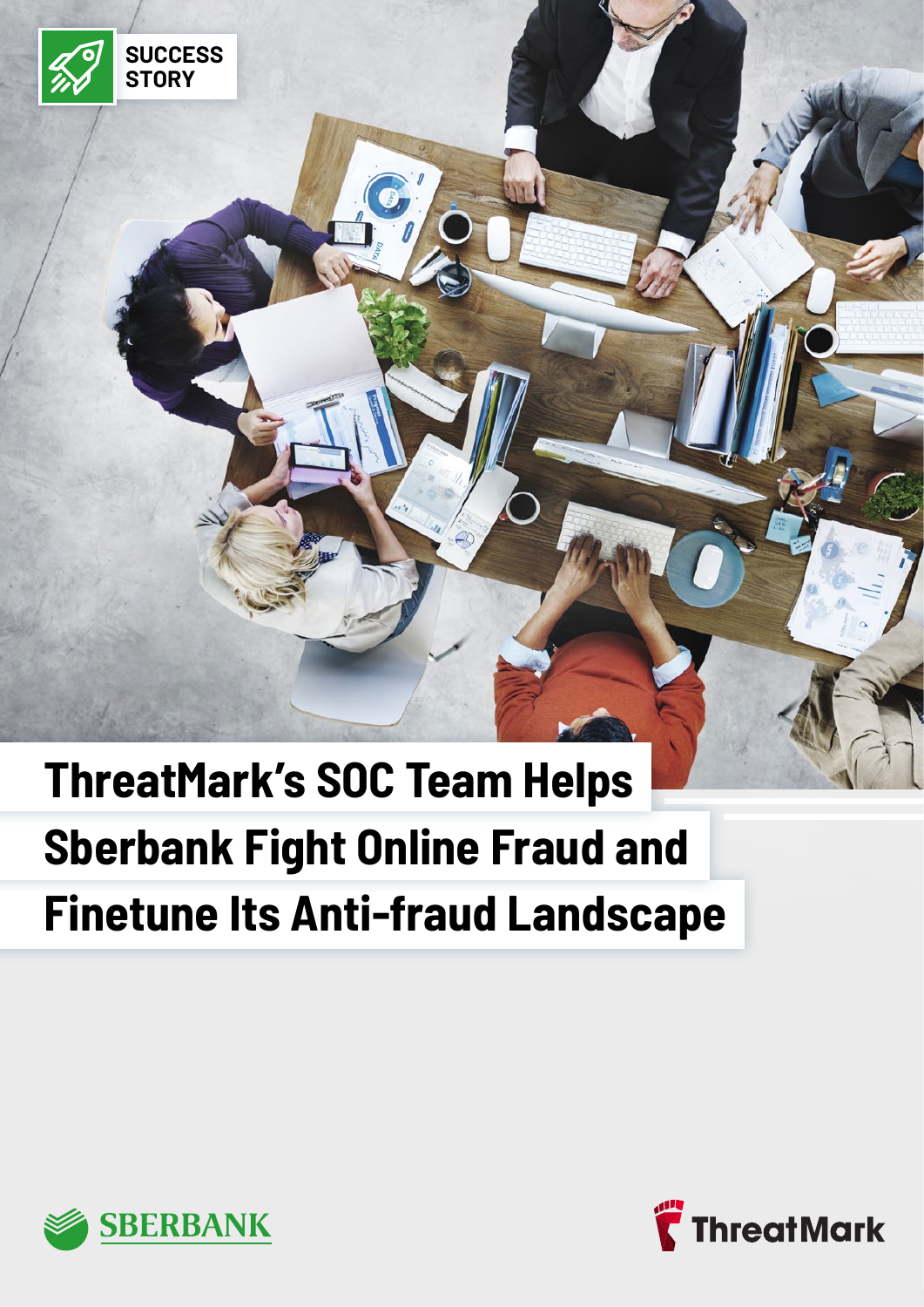SUCCESS STORY

# ThreatMark's SOC Team Helps Sberbank Fight Online Fraud and Finetune Its Anti-fraud Landscape

SBERBANK

ThreatMark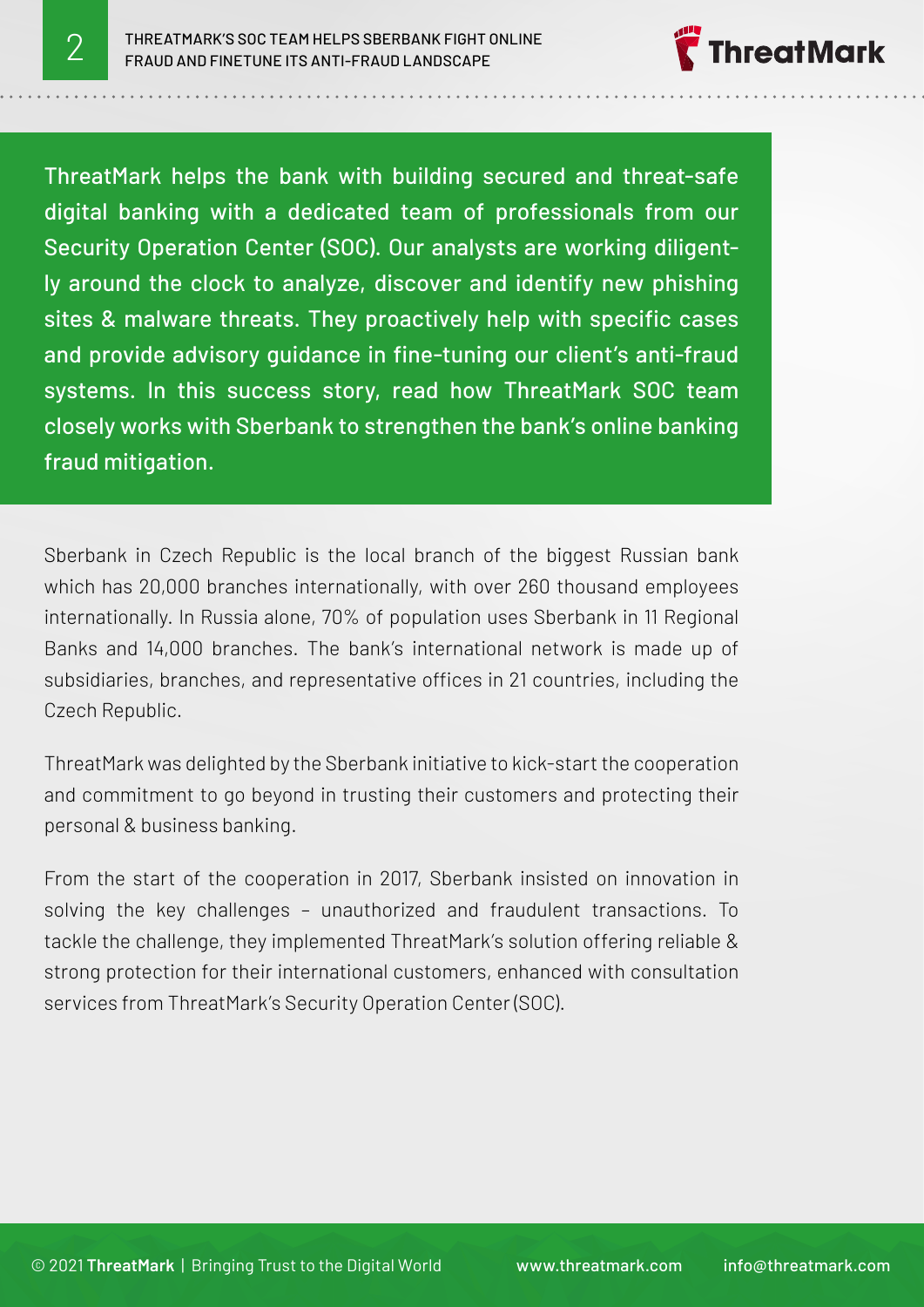ThreatMark helps the bank with building secured and threat-safe digital banking with a dedicated team of professionals from our Security Operation Center (SOC). Our analysts are working diligently around the clock to analyze, discover and identify new phishing sites & malware threats. They proactively help with specific cases and provide advisory guidance in fine-tuning our client's anti-fraud systems. In this success story, read how ThreatMark SOC team closely works with Sberbank to strengthen the bank's online banking fraud mitigation.

Sberbank in Czech Republic is the local branch of the biggest Russian bank which has 20,000 branches internationally, with over 260 thousand employees internationally. In Russia alone, 70% of population uses Sberbank in 11 Regional Banks and 14,000 branches. The bank's international network is made up of subsidiaries, branches, and representative offices in 21 countries, including the Czech Republic.

ThreatMark was delighted by the Sberbank initiative to kick-start the cooperation and commitment to go beyond in trusting their customers and protecting their personal & business banking.

From the start of the cooperation in 2017, Sberbank insisted on innovation in solving the key challenges – unauthorized and fraudulent transactions. To tackle the challenge, they implemented ThreatMark's solution offering reliable & strong protection for their international customers, enhanced with consultation services from ThreatMark's Security Operation Center (SOC).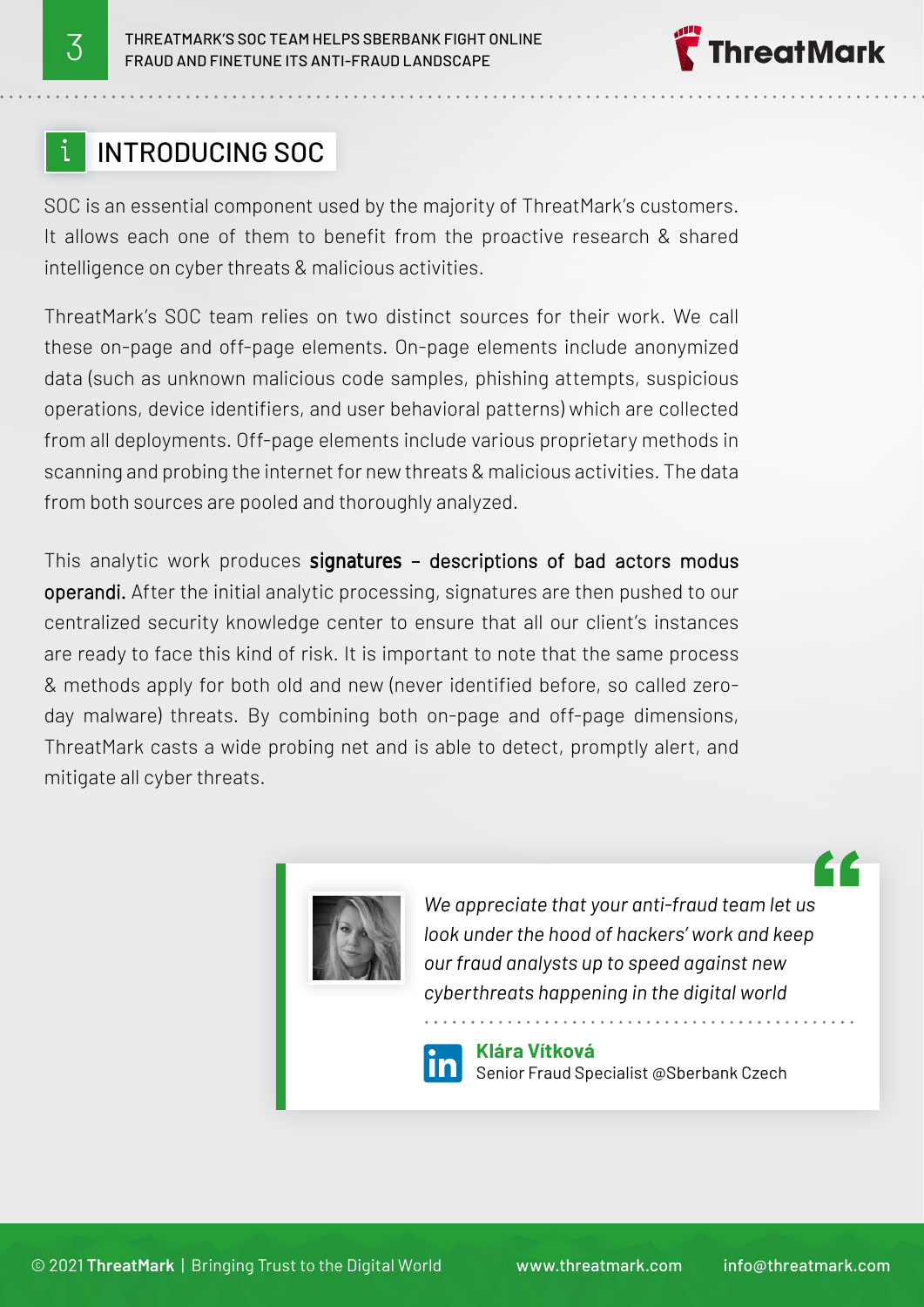## INTRODUCING SOC

SOC is an essential component used by the majority of ThreatMark's customers. It allows each one of them to benefit from the proactive research & shared intelligence on cyber threats & malicious activities.

ThreatMark's SOC team relies on two distinct sources for their work. We call these on-page and off-page elements. On-page elements include anonymized data (such as unknown malicious code samples, phishing attempts, suspicious operations, device identifiers, and user behavioral patterns) which are collected from all deployments. Off-page elements include various proprietary methods in scanning and probing the internet for new threats & malicious activities. The data from both sources are pooled and thoroughly analyzed.

This analytic work produces **signatures – descriptions of bad actors modus operandi.** After the initial analytic processing, signatures are then pushed to our centralized security knowledge center to ensure that all our client's instances are ready to face this kind of risk. It is important to note that the same process & methods apply for both old and new (never identified before, so called zero-day malware) threats. By combining both on-page and off-page dimensions, ThreatMark casts a wide probing net and is able to detect, promptly alert, and mitigate all cyber threats.

> *We appreciate that your anti-fraud team let us look under the hood of hackers' work and keep our fraud analysts up to speed against new cyberthreats happening in the digital world*
>
> **Klára Vítková**
> Senior Fraud Specialist @Sberbank Czech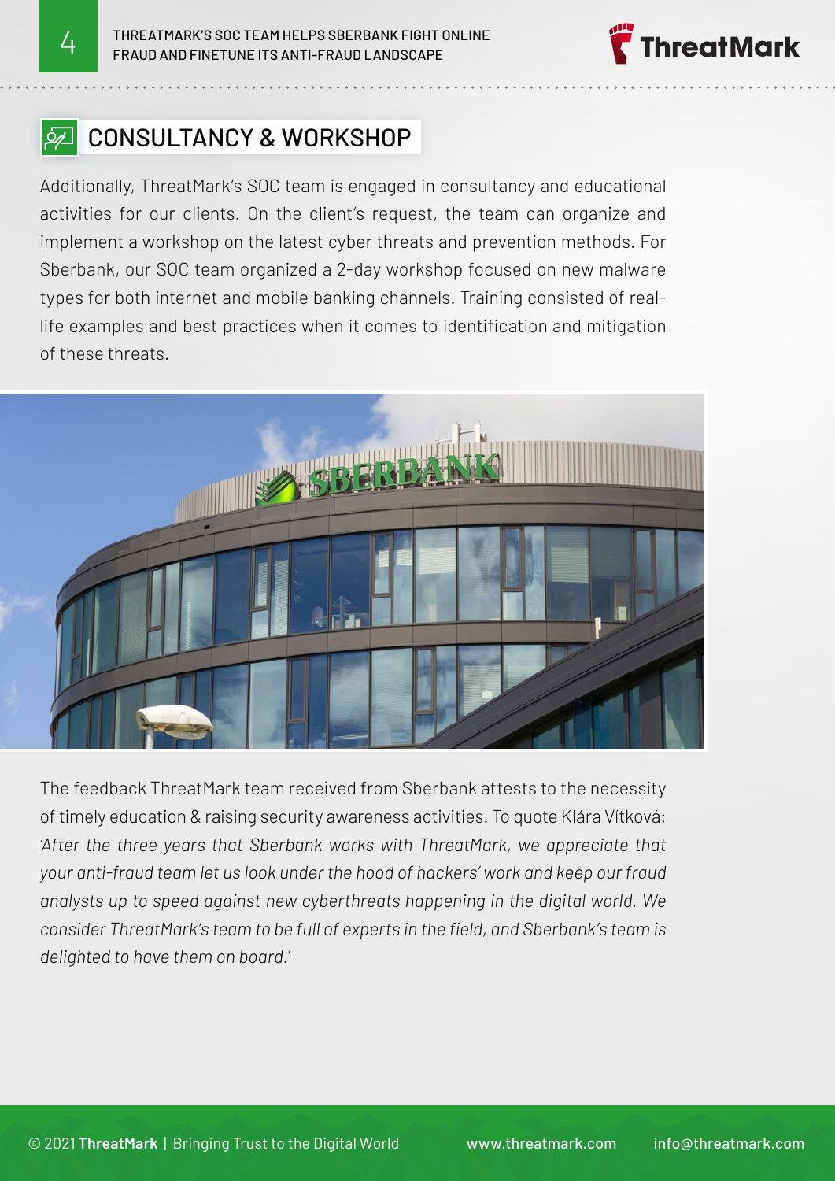## CONSULTANCY & WORKSHOP

Additionally, ThreatMark's SOC team is engaged in consultancy and educational activities for our clients. On the client's request, the team can organize and implement a workshop on the latest cyber threats and prevention methods. For Sberbank, our SOC team organized a 2-day workshop focused on new malware types for both internet and mobile banking channels. Training consisted of real-life examples and best practices when it comes to identification and mitigation of these threats.

The feedback ThreatMark team received from Sberbank attests to the necessity of timely education & raising security awareness activities. To quote Klára Vítková: *'After the three years that Sberbank works with ThreatMark, we appreciate that your anti-fraud team let us look under the hood of hackers' work and keep our fraud analysts up to speed against new cyberthreats happening in the digital world. We consider ThreatMark's team to be full of experts in the field, and Sberbank's team is delighted to have them on board.'*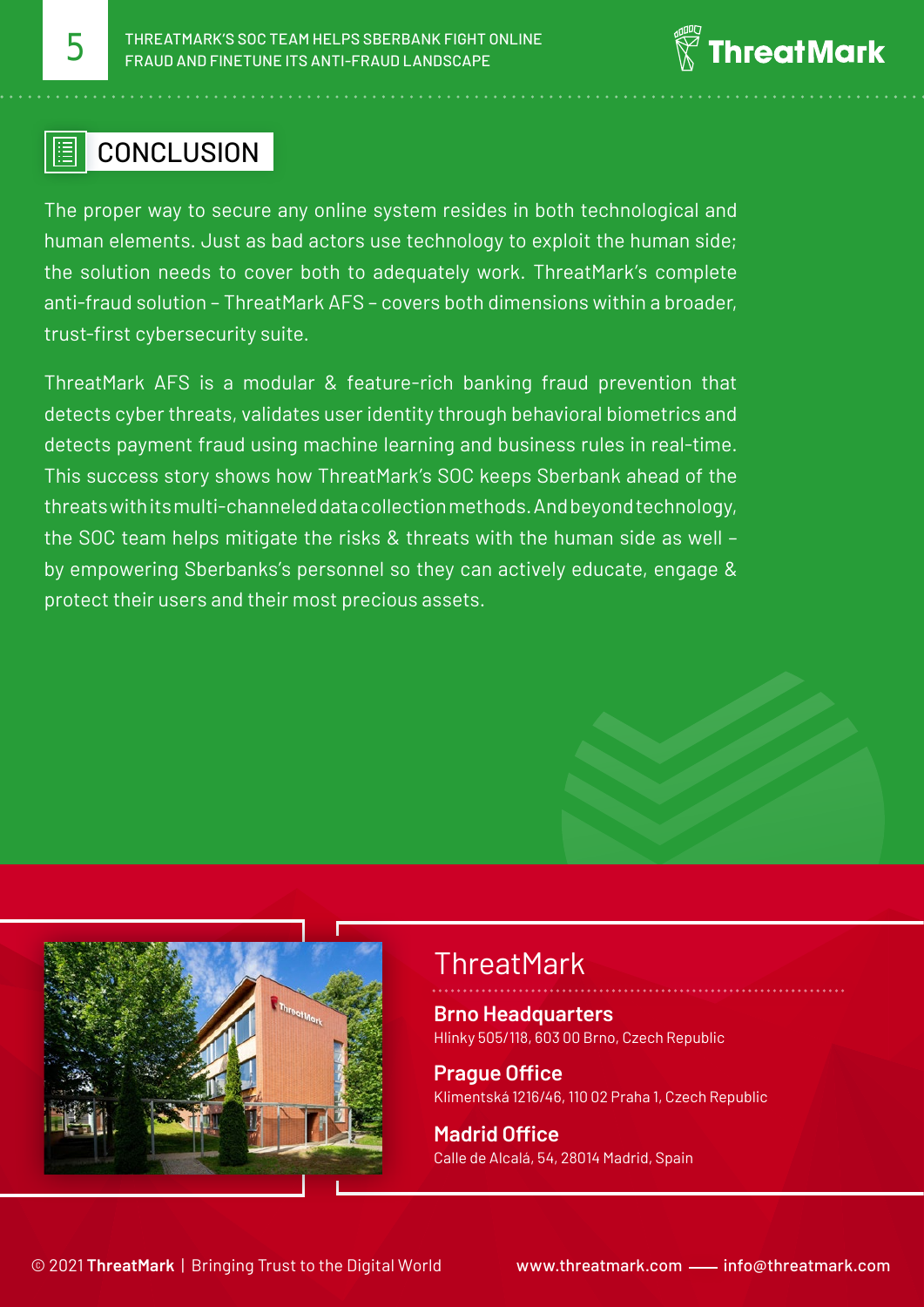## CONCLUSION

The proper way to secure any online system resides in both technological and human elements. Just as bad actors use technology to exploit the human side; the solution needs to cover both to adequately work. ThreatMark's complete anti-fraud solution – ThreatMark AFS – covers both dimensions within a broader, trust-first cybersecurity suite.

ThreatMark AFS is a modular & feature-rich banking fraud prevention that detects cyber threats, validates user identity through behavioral biometrics and detects payment fraud using machine learning and business rules in real-time. This success story shows how ThreatMark's SOC keeps Sberbank ahead of the threats with its multi-channeled data collection methods. And beyond technology, the SOC team helps mitigate the risks & threats with the human side as well – by empowering Sberbanks's personnel so they can actively educate, engage & protect their users and their most precious assets.

## ThreatMark

**Brno Headquarters**
Hlinky 505/118, 603 00 Brno, Czech Republic

**Prague Office**
Klimentská 1216/46, 110 02 Praha 1, Czech Republic

**Madrid Office**
Calle de Alcalá, 54, 28014 Madrid, Spain

© 2021 **ThreatMark** | Bringing Trust to the Digital World

www.threatmark.com — info@threatmark.com